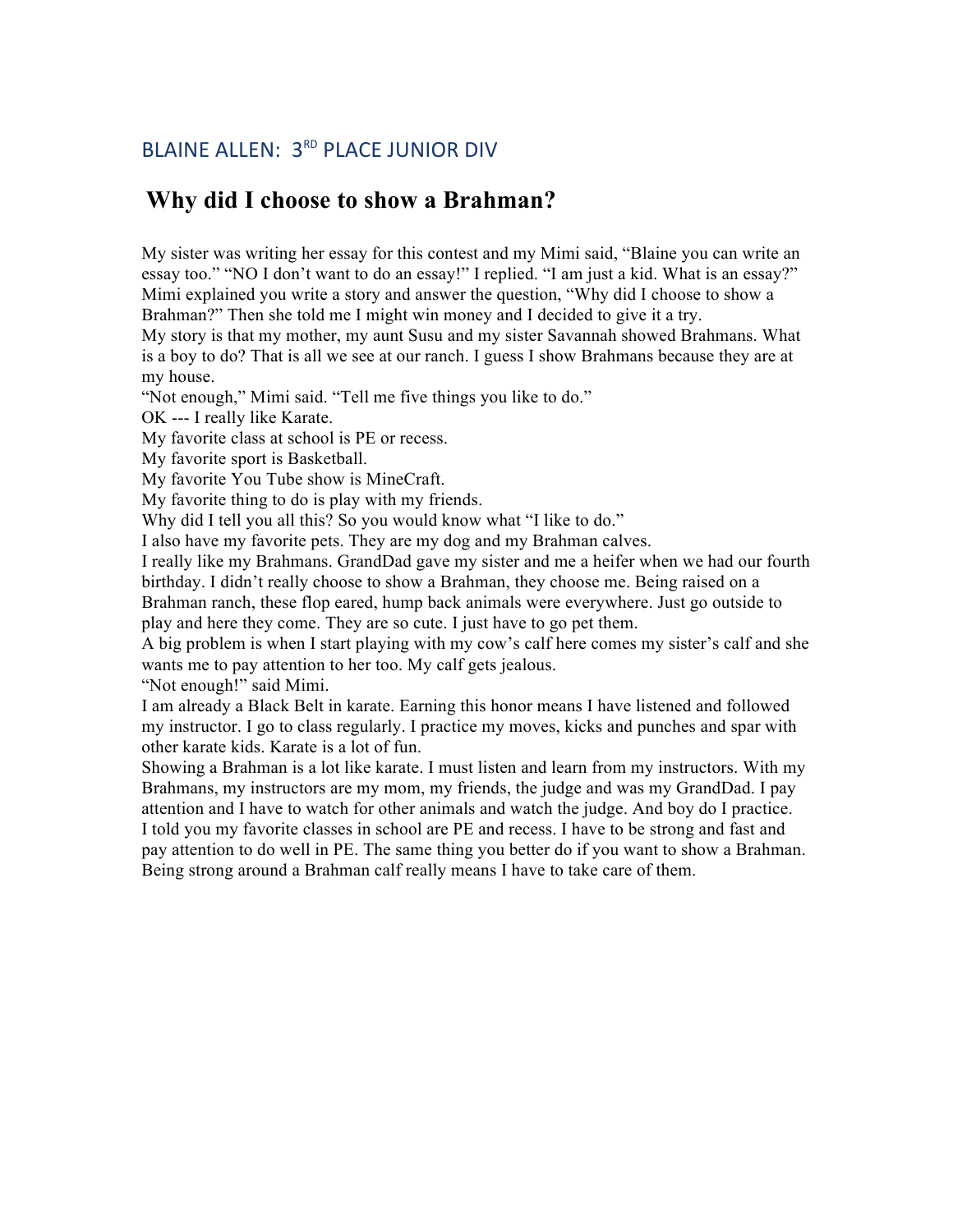BLAINE ALLEN: 3RD PLACE JUNIOR DIV

## Why did I choose to show a Brahman?

My sister was writing her essay for this contest and my Mimi said, "Blaine you can write an essay too." "NO I don't want to do an essay!" I replied. "I am just a kid. What is an essay?" Mimi explained you write a story and answer the question, "Why did I choose to show a Brahman?" Then she told me I might win money and I decided to give it a try.

My story is that my mother, my aunt Susu and my sister Savannah showed Brahmans. What is a boy to do? That is all we see at our ranch. I guess I show Brahmans because they are at my house.

"Not enough," Mimi said. "Tell me five things you like to do."

OK --- I really like Karate.

My favorite class at school is PE or recess.

My favorite sport is Basketball.

My favorite You Tube show is MineCraft.

My favorite thing to do is play with my friends.

Why did I tell you all this? So you would know what "I like to do."

I also have my favorite pets. They are my dog and my Brahman calves.

I really like my Brahmans. GrandDad gave my sister and me a heifer when we had our fourth birthday. I didn't really choose to show a Brahman, they choose me. Being raised on a Brahman ranch, these flop eared, hump back animals were everywhere. Just go outside to play and here they come. They are so cute. I just have to go pet them.

A big problem is when I start playing with my cow's calf here comes my sister's calf and she wants me to pay attention to her too. My calf gets jealous.

"Not enough!" said Mimi.

I am already a Black Belt in karate. Earning this honor means I have listened and followed my instructor. I go to class regularly. I practice my moves, kicks and punches and spar with other karate kids. Karate is a lot of fun.

Showing a Brahman is a lot like karate. I must listen and learn from my instructors. With my Brahmans, my instructors are my mom, my friends, the judge and was my GrandDad. I pay attention and I have to watch for other animals and watch the judge. And boy do I practice.

I told you my favorite classes in school are PE and recess. I have to be strong and fast and pay attention to do well in PE. The same thing you better do if you want to show a Brahman. Being strong around a Brahman calf really means I have to take care of them.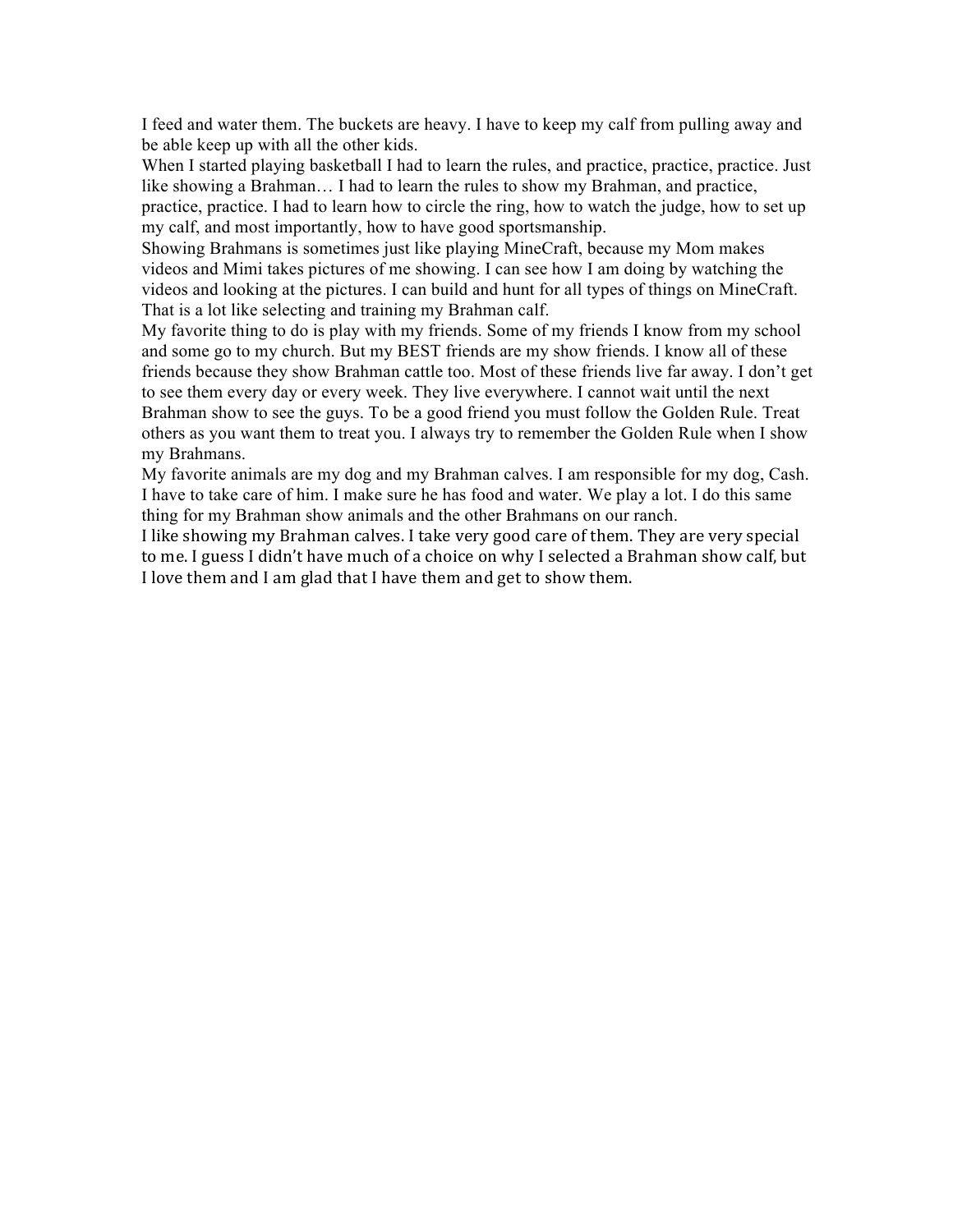I feed and water them. The buckets are heavy. I have to keep my calf from pulling away and be able keep up with all the other kids.

When I started playing basketball I had to learn the rules, and practice, practice, practice. Just like showing a Brahman… I had to learn the rules to show my Brahman, and practice, practice, practice. I had to learn how to circle the ring, how to watch the judge, how to set up my calf, and most importantly, how to have good sportsmanship.

Showing Brahmans is sometimes just like playing MineCraft, because my Mom makes videos and Mimi takes pictures of me showing. I can see how I am doing by watching the videos and looking at the pictures. I can build and hunt for all types of things on MineCraft. That is a lot like selecting and training my Brahman calf.

My favorite thing to do is play with my friends. Some of my friends I know from my school and some go to my church. But my BEST friends are my show friends. I know all of these friends because they show Brahman cattle too. Most of these friends live far away. I don't get to see them every day or every week. They live everywhere. I cannot wait until the next Brahman show to see the guys. To be a good friend you must follow the Golden Rule. Treat others as you want them to treat you. I always try to remember the Golden Rule when I show my Brahmans.

My favorite animals are my dog and my Brahman calves. I am responsible for my dog, Cash. I have to take care of him. I make sure he has food and water. We play a lot. I do this same thing for my Brahman show animals and the other Brahmans on our ranch.

I like showing my Brahman calves. I take very good care of them. They are very special to me. I guess I didn't have much of a choice on why I selected a Brahman show calf, but I love them and I am glad that I have them and get to show them.